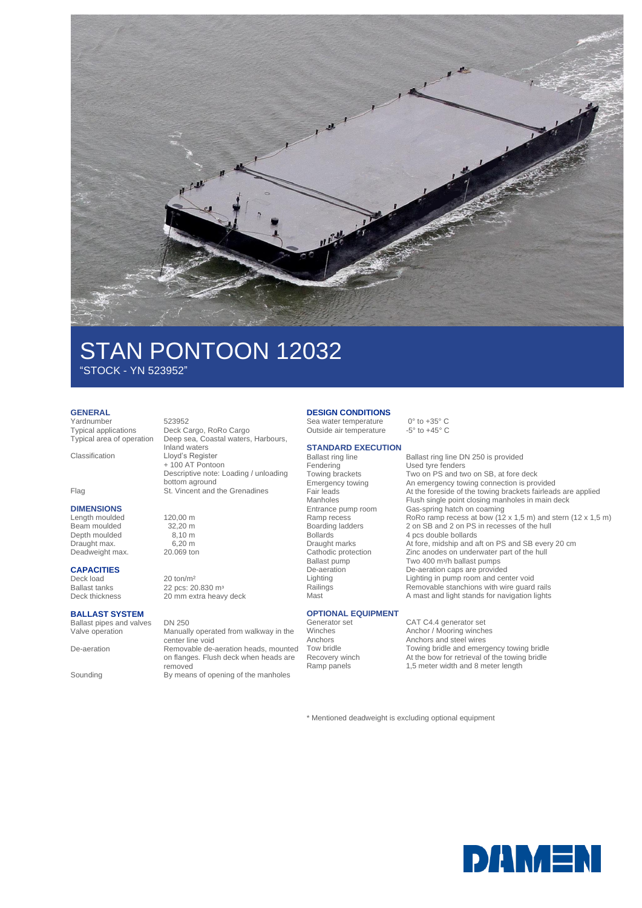# STAN PONTOON 12032

"STOCK - YN 523952"

## GENERAL

| | |
|---|---|
| Yardnumber | 523952 |
| Typical applications | Deck Cargo, RoRo Cargo |
| Typical area of operation | Deep sea, Coastal waters, Harbours, Inland waters |
| Classification | Lloyd's Register + 100 AT Pontoon Descriptive note: Loading / unloading bottom aground |
| Flag | St. Vincent and the Grenadines |

## DIMENSIONS

| | |
|---|---|
| Length moulded | 120,00 m |
| Beam moulded | 32,20 m |
| Depth moulded | 8,10 m |
| Draught max. | 6,20 m |
| Deadweight max. | 20.069 ton |

## CAPACITIES

| | |
|---|---|
| Deck load | 20 ton/m² |
| Ballast tanks | 22 pcs: 20.830 m³ |
| Deck thickness | 20 mm extra heavy deck |

## BALLAST SYSTEM

| | |
|---|---|
| Ballast pipes and valves | DN 250 |
| Valve operation | Manually operated from walkway in the center line void |
| De-aeration | Removable de-aeration heads, mounted on flanges. Flush deck when heads are removed |
| Sounding | By means of opening of the manholes |

## DESIGN CONDITIONS

| | |
|---|---|
| Sea water temperature | 0° to +35° C |
| Outside air temperature | -5° to +45° C |

## STANDARD EXECUTION

| | |
|---|---|
| Ballast ring line | Ballast ring line DN 250 is provided |
| Fendering | Used tyre fenders |
| Towing brackets | Two on PS and two on SB, at fore deck |
| Emergency towing | An emergency towing connection is provided |
| Fair leads | At the foreside of the towing brackets fairleads are applied |
| Manholes | Flush single point closing manholes in main deck |
| Entrance pump room | Gas-spring hatch on coaming |
| Ramp recess | RoRo ramp recess at bow (12 x 1,5 m) and stern (12 x 1,5 m) |
| Boarding ladders | 2 on SB and 2 on PS in recesses of the hull |
| Bollards | 4 pcs double bollards |
| Draught marks | At fore, midship and aft on PS and SB every 20 cm |
| Cathodic protection | Zinc anodes on underwater part of the hull |
| Ballast pump | Two 400 m³/h ballast pumps |
| De-aeration | De-aeration caps are provided |
| Lighting | Lighting in pump room and center void |
| Railings | Removable stanchions with wire guard rails |
| Mast | A mast and light stands for navigation lights |

## OPTIONAL EQUIPMENT

| | |
|---|---|
| Generator set | CAT C4.4 generator set |
| Winches | Anchor / Mooring winches |
| Anchors | Anchors and steel wires |
| Tow bridle | Towing bridle and emergency towing bridle |
| Recovery winch | At the bow for retrieval of the towing bridle |
| Ramp panels | 1,5 meter width and 8 meter length |

* Mentioned deadweight is excluding optional equipment

DAMEN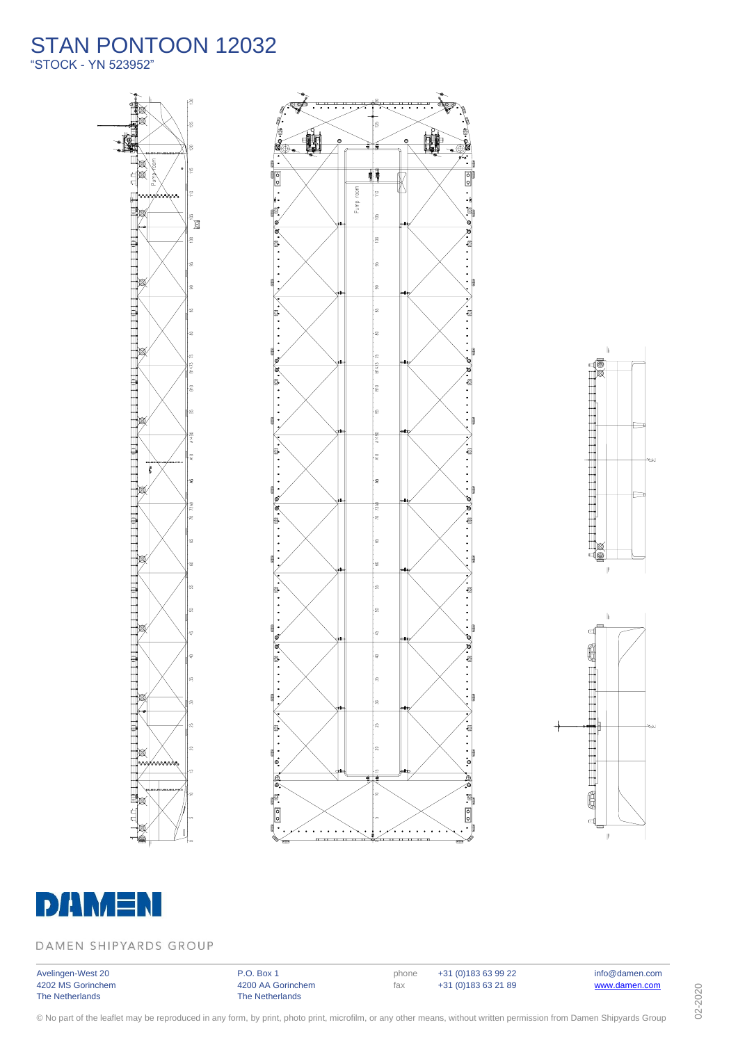# STAN PONTOON 12032

"STOCK - YN 523952"

DAMEN

DAMEN SHIPYARDS GROUP

Avelingen-West 20
4202 MS Gorinchem
The Netherlands

P.O. Box 1
4200 AA Gorinchem
The Netherlands

phone +31 (0)183 63 99 22
fax +31 (0)183 63 21 89

info@damen.com
www.damen.com

02-2020

© No part of the leaflet may be reproduced in any form, by print, photo print, microfilm, or any other means, without written permission from Damen Shipyards Group